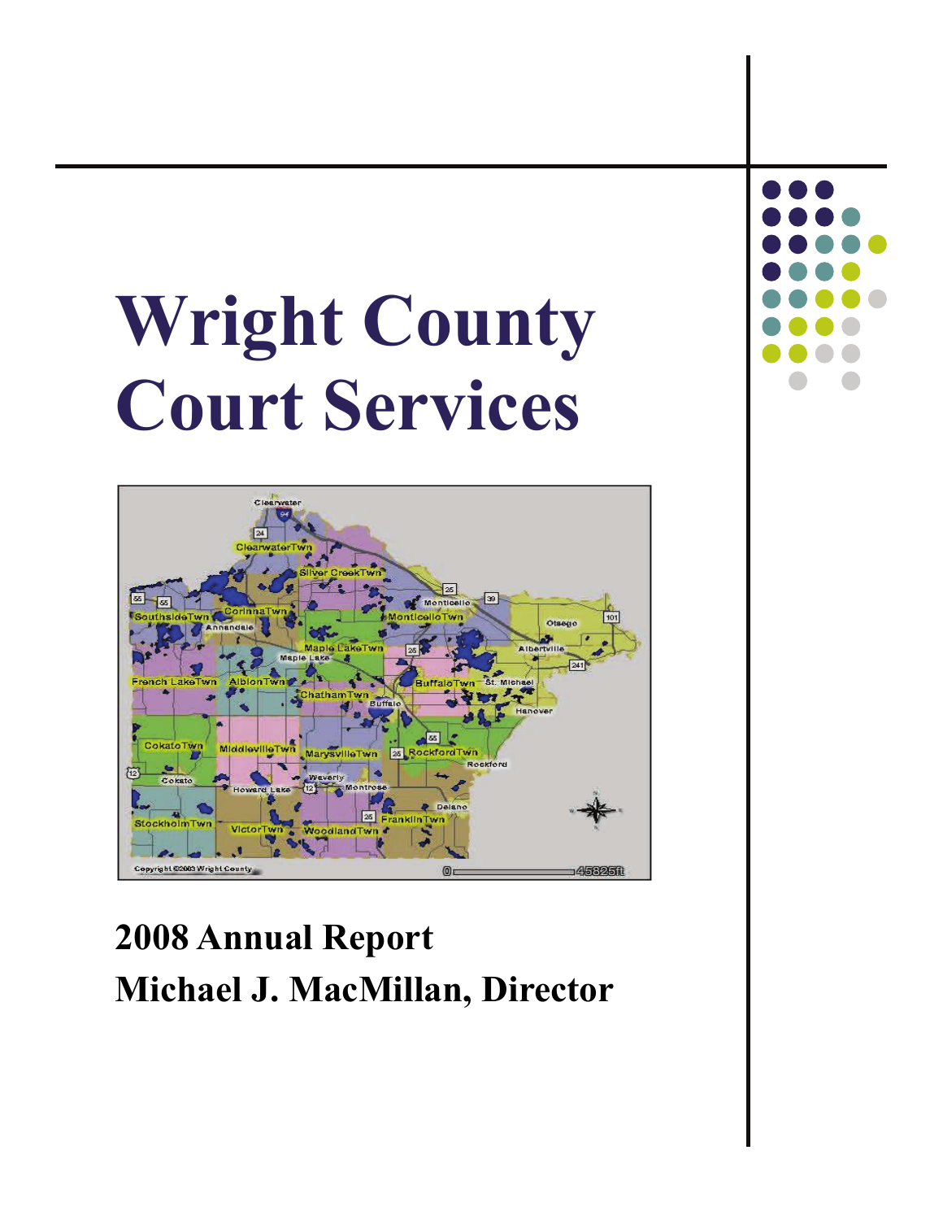# Wright County Court Services

## 2008 Annual Report
## Michael J. MacMillan, Director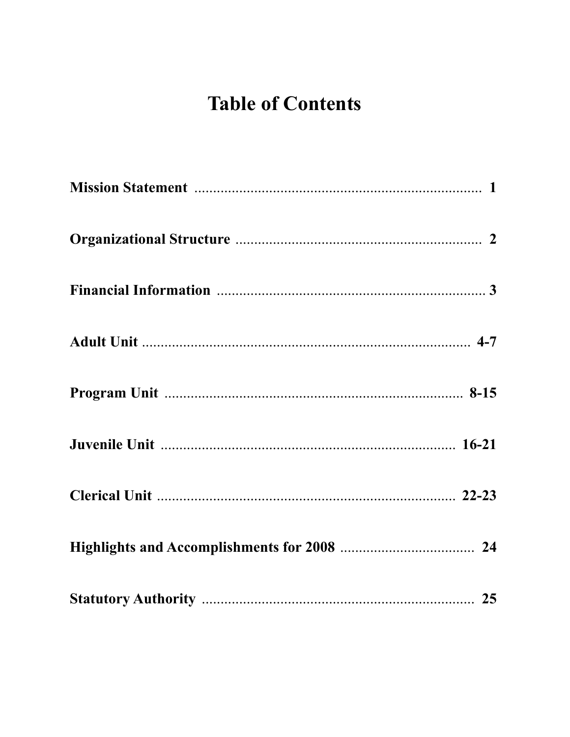# Table of Contents

| Section | Page |
|---|---|
| **Mission Statement** | **1** |
| **Organizational Structure** | **2** |
| **Financial Information** | **3** |
| **Adult Unit** | **4-7** |
| **Program Unit** | **8-15** |
| **Juvenile Unit** | **16-21** |
| **Clerical Unit** | **22-23** |
| **Highlights and Accomplishments for 2008** | **24** |
| **Statutory Authority** | **25** |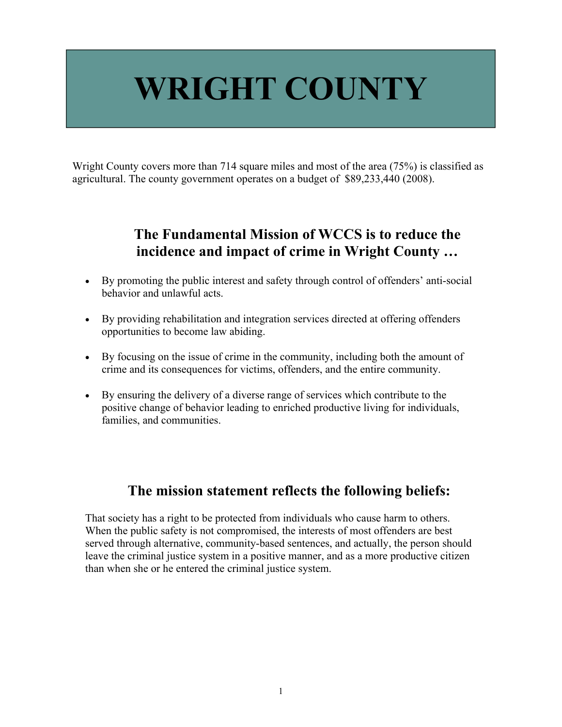# WRIGHT COUNTY

Wright County covers more than 714 square miles and most of the area (75%) is classified as agricultural. The county government operates on a budget of $89,233,440 (2008).

## The Fundamental Mission of WCCS is to reduce the incidence and impact of crime in Wright County …

- By promoting the public interest and safety through control of offenders' anti-social behavior and unlawful acts.
- By providing rehabilitation and integration services directed at offering offenders opportunities to become law abiding.
- By focusing on the issue of crime in the community, including both the amount of crime and its consequences for victims, offenders, and the entire community.
- By ensuring the delivery of a diverse range of services which contribute to the positive change of behavior leading to enriched productive living for individuals, families, and communities.

## The mission statement reflects the following beliefs:

That society has a right to be protected from individuals who cause harm to others. When the public safety is not compromised, the interests of most offenders are best served through alternative, community-based sentences, and actually, the person should leave the criminal justice system in a positive manner, and as a more productive citizen than when she or he entered the criminal justice system.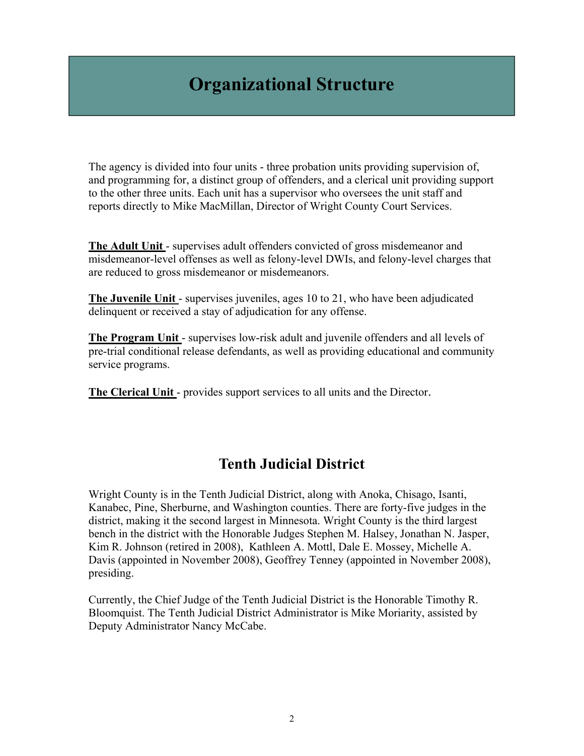# Organizational Structure

The agency is divided into four units - three probation units providing supervision of, and programming for, a distinct group of offenders, and a clerical unit providing support to the other three units. Each unit has a supervisor who oversees the unit staff and reports directly to Mike MacMillan, Director of Wright County Court Services.

**The Adult Unit** - supervises adult offenders convicted of gross misdemeanor and misdemeanor-level offenses as well as felony-level DWIs, and felony-level charges that are reduced to gross misdemeanor or misdemeanors.

**The Juvenile Unit** - supervises juveniles, ages 10 to 21, who have been adjudicated delinquent or received a stay of adjudication for any offense.

**The Program Unit** - supervises low-risk adult and juvenile offenders and all levels of pre-trial conditional release defendants, as well as providing educational and community service programs.

**The Clerical Unit** - provides support services to all units and the Director.

## Tenth Judicial District

Wright County is in the Tenth Judicial District, along with Anoka, Chisago, Isanti, Kanabec, Pine, Sherburne, and Washington counties. There are forty-five judges in the district, making it the second largest in Minnesota. Wright County is the third largest bench in the district with the Honorable Judges Stephen M. Halsey, Jonathan N. Jasper, Kim R. Johnson (retired in 2008), Kathleen A. Mottl, Dale E. Mossey, Michelle A. Davis (appointed in November 2008), Geoffrey Tenney (appointed in November 2008), presiding.

Currently, the Chief Judge of the Tenth Judicial District is the Honorable Timothy R. Bloomquist. The Tenth Judicial District Administrator is Mike Moriarity, assisted by Deputy Administrator Nancy McCabe.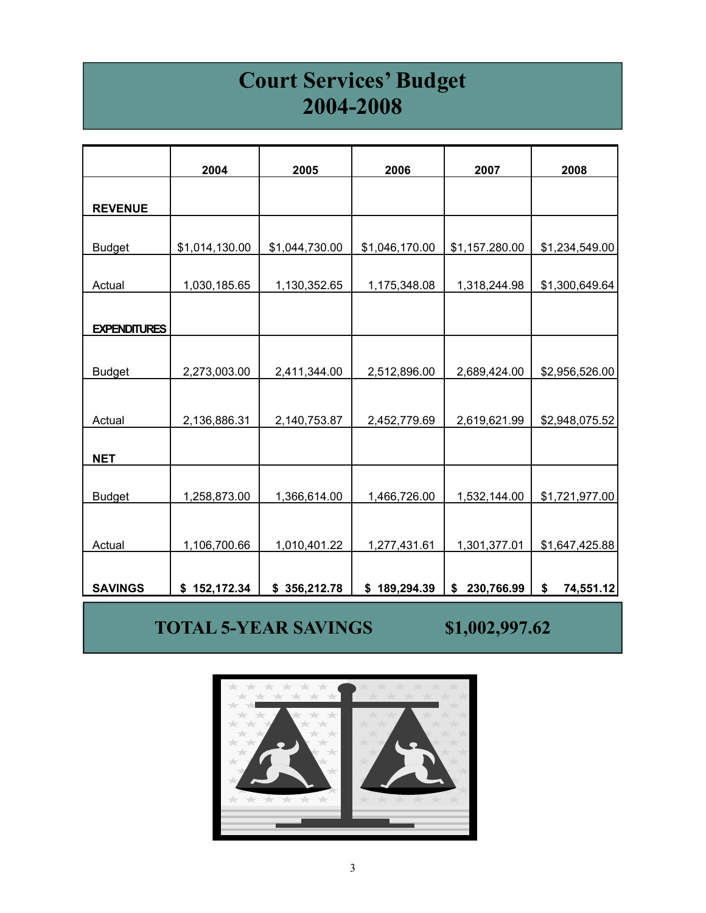# Court Services' Budget
# 2004-2008

| | 2004 | 2005 | 2006 | 2007 | 2008 |
|---|---|---|---|---|---|
| **REVENUE** | | | | | |
| Budget | $1,014,130.00 | $1,044,730.00 | $1,046,170.00 | $1,157.280.00 | $1,234,549.00 |
| Actual | 1,030,185.65 | 1,130,352.65 | 1,175,348.08 | 1,318,244.98 | $1,300,649.64 |
| **EXPENDITURES** | | | | | |
| Budget | 2,273,003.00 | 2,411,344.00 | 2,512,896.00 | 2,689,424.00 | $2,956,526.00 |
| Actual | 2,136,886.31 | 2,140,753.87 | 2,452,779.69 | 2,619,621.99 | $2,948,075.52 |
| **NET** | | | | | |
| Budget | 1,258,873.00 | 1,366,614.00 | 1,466,726.00 | 1,532,144.00 | $1,721,977.00 |
| Actual | 1,106,700.66 | 1,010,401.22 | 1,277,431.61 | 1,301,377.01 | $1,647,425.88 |
| **SAVINGS** | **$ 152,172.34** | **$ 356,212.78** | **$ 189,294.39** | **$ 230,766.99** | **$ 74,551.12** |

## TOTAL 5-YEAR SAVINGS $1,002,997.62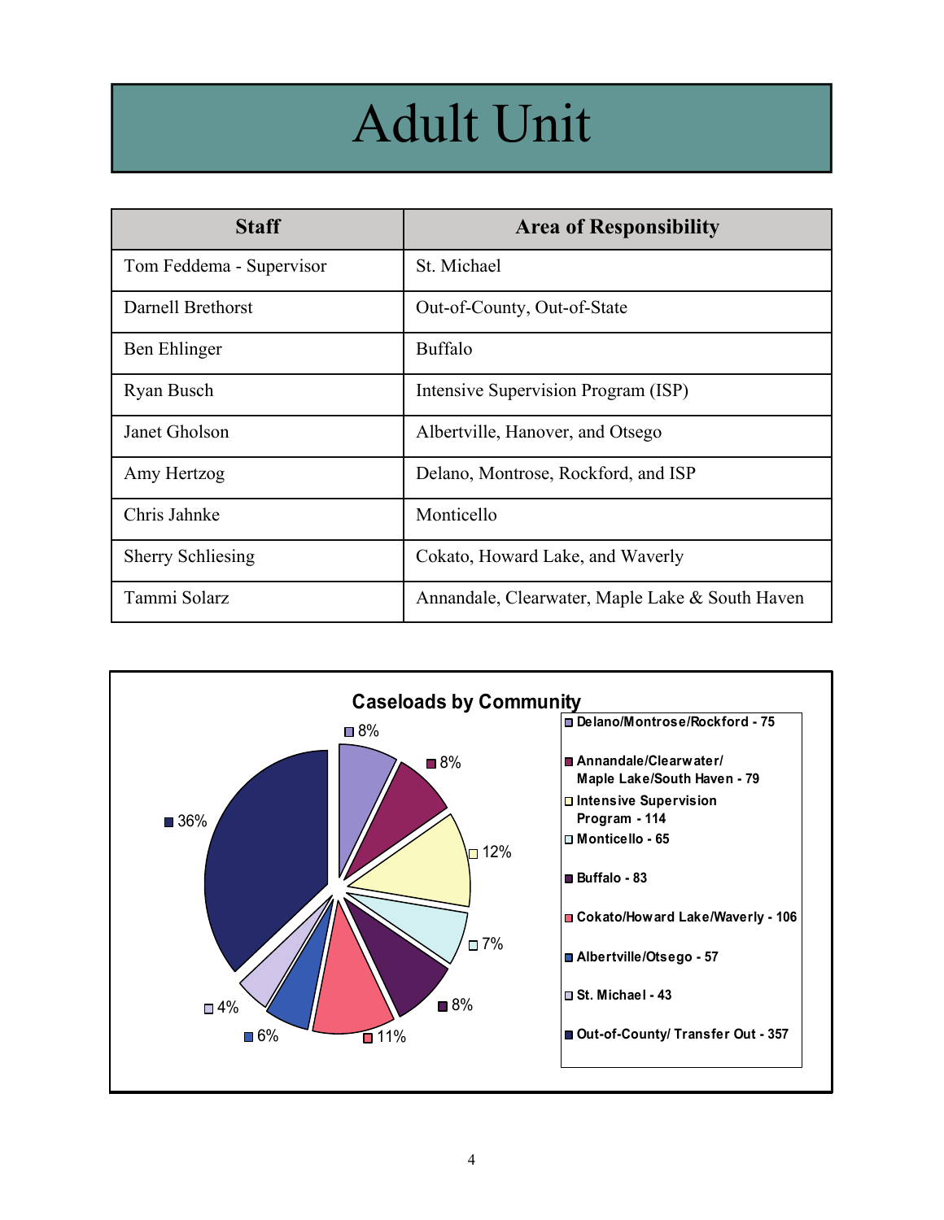# Adult Unit

| Staff | Area of Responsibility |
|---|---|
| Tom Feddema - Supervisor | St. Michael |
| Darnell Brethorst | Out-of-County, Out-of-State |
| Ben Ehlinger | Buffalo |
| Ryan Busch | Intensive Supervision Program (ISP) |
| Janet Gholson | Albertville, Hanover, and Otsego |
| Amy Hertzog | Delano, Montrose, Rockford, and ISP |
| Chris Jahnke | Monticello |
| Sherry Schliesing | Cokato, Howard Lake, and Waverly |
| Tammi Solarz | Annandale, Clearwater, Maple Lake & South Haven |

**Caseloads by Community**

| Community | Caseload | Percent |
|---|---|---|
| Delano/Montrose/Rockford | 75 | 8% |
| Annandale/Clearwater/Maple Lake/South Haven | 79 | 8% |
| Intensive Supervision Program | 114 | 12% |
| Monticello | 65 | 7% |
| Buffalo | 83 | 8% |
| Cokato/Howard Lake/Waverly | 106 | 11% |
| Albertville/Otsego | 57 | 6% |
| St. Michael | 43 | 4% |
| Out-of-County/ Transfer Out | 357 | 36% |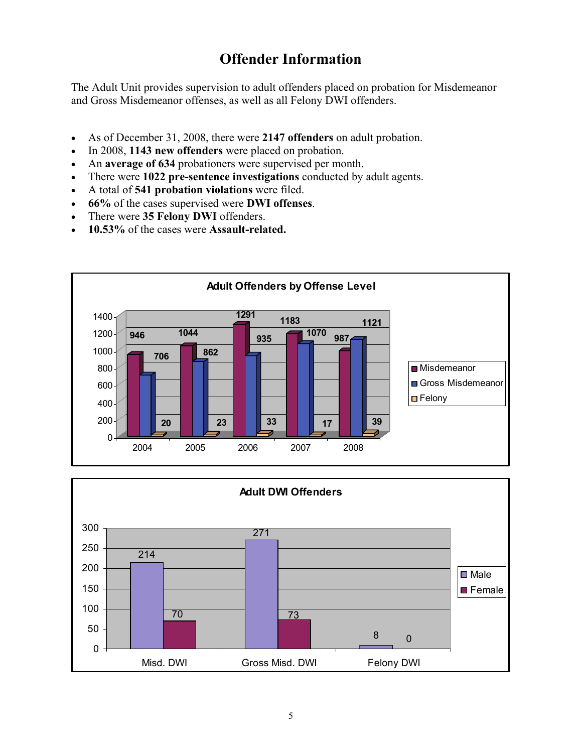# Offender Information

The Adult Unit provides supervision to adult offenders placed on probation for Misdemeanor and Gross Misdemeanor offenses, as well as all Felony DWI offenders.

- As of December 31, 2008, there were **2147 offenders** on adult probation.
- In 2008, **1143 new offenders** were placed on probation.
- An **average of 634** probationers were supervised per month.
- There were **1022 pre-sentence investigations** conducted by adult agents.
- A total of **541 probation violations** were filed.
- **66%** of the cases supervised were **DWI offenses**.
- There were **35 Felony DWI** offenders.
- **10.53%** of the cases were **Assault-related.**

**Adult Offenders by Offense Level**

| Year | Misdemeanor | Gross Misdemeanor | Felony |
|---|---|---|---|
| 2004 | 946 | 706 | 20 |
| 2005 | 1044 | 862 | 23 |
| 2006 | 1291 | 935 | 33 |
| 2007 | 1183 | 1070 | 17 |
| 2008 | 987 | 1121 | 39 |

**Adult DWI Offenders**

| | Male | Female |
|---|---|---|
| Misd. DWI | 214 | 70 |
| Gross Misd. DWI | 271 | 73 |
| Felony DWI | 8 | 0 |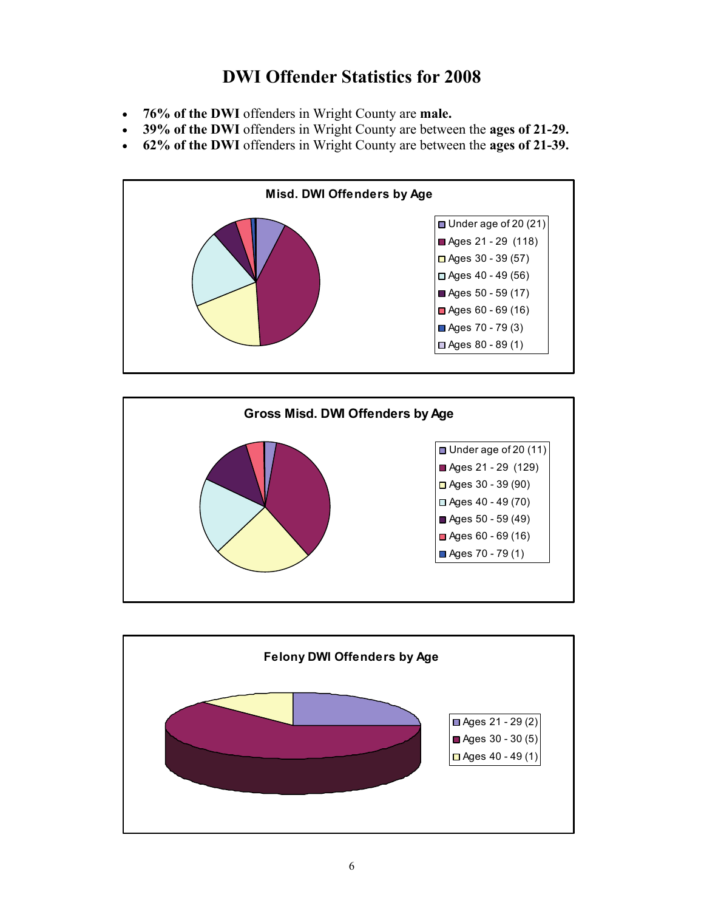# DWI Offender Statistics for 2008

- **76% of the DWI** offenders in Wright County are **male.**
- **39% of the DWI** offenders in Wright County are between the **ages of 21-29.**
- **62% of the DWI** offenders in Wright County are between the **ages of 21-39.**

**Misd. DWI Offenders by Age**

- Under age of 20 (21)
- Ages 21 - 29 (118)
- Ages 30 - 39 (57)
- Ages 40 - 49 (56)
- Ages 50 - 59 (17)
- Ages 60 - 69 (16)
- Ages 70 - 79 (3)
- Ages 80 - 89 (1)

**Gross Misd. DWI Offenders by Age**

- Under age of 20 (11)
- Ages 21 - 29 (129)
- Ages 30 - 39 (90)
- Ages 40 - 49 (70)
- Ages 50 - 59 (49)
- Ages 60 - 69 (16)
- Ages 70 - 79 (1)

**Felony DWI Offenders by Age**

- Ages 21 - 29 (2)
- Ages 30 - 30 (5)
- Ages 40 - 49 (1)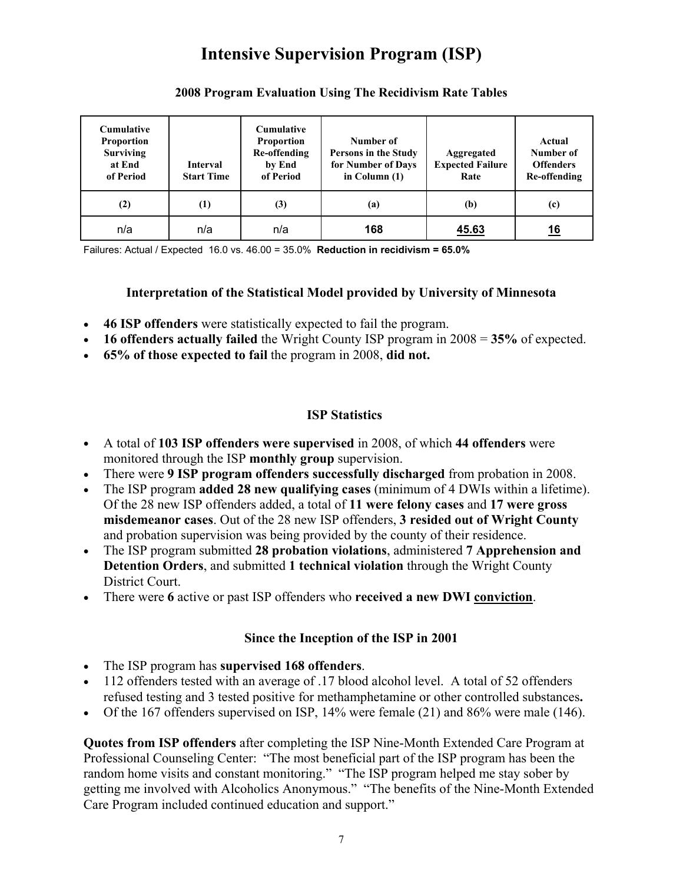# Intensive Supervision Program (ISP)

### 2008 Program Evaluation Using The Recidivism Rate Tables

| Cumulative Proportion Surviving at End of Period | Interval Start Time | Cumulative Proportion Re-offending by End of Period | Number of Persons in the Study for Number of Days in Column (1) | Aggregated Expected Failure Rate | Actual Number of Offenders Re-offending |
|---|---|---|---|---|---|
| **(2)** | **(1)** | **(3)** | **(a)** | **(b)** | **(c)** |
| n/a | n/a | n/a | **168** | **45.63** | **16** |

Failures: Actual / Expected 16.0 vs. 46.00 = 35.0% **Reduction in recidivism = 65.0%**

### Interpretation of the Statistical Model provided by University of Minnesota

- **46 ISP offenders** were statistically expected to fail the program.
- **16 offenders actually failed** the Wright County ISP program in 2008 = **35%** of expected.
- **65% of those expected to fail** the program in 2008, **did not.**

### ISP Statistics

- A total of **103 ISP offenders were supervised** in 2008, of which **44 offenders** were monitored through the ISP **monthly group** supervision.
- There were **9 ISP program offenders successfully discharged** from probation in 2008.
- The ISP program **added 28 new qualifying cases** (minimum of 4 DWIs within a lifetime). Of the 28 new ISP offenders added, a total of **11 were felony cases** and **17 were gross misdemeanor cases**. Out of the 28 new ISP offenders, **3 resided out of Wright County** and probation supervision was being provided by the county of their residence.
- The ISP program submitted **28 probation violations**, administered **7 Apprehension and Detention Orders**, and submitted **1 technical violation** through the Wright County District Court.
- There were **6** active or past ISP offenders who **received a new DWI conviction**.

### Since the Inception of the ISP in 2001

- The ISP program has **supervised 168 offenders**.
- 112 offenders tested with an average of .17 blood alcohol level. A total of 52 offenders refused testing and 3 tested positive for methamphetamine or other controlled substances**.**
- Of the 167 offenders supervised on ISP, 14% were female (21) and 86% were male (146).

**Quotes from ISP offenders** after completing the ISP Nine-Month Extended Care Program at Professional Counseling Center: "The most beneficial part of the ISP program has been the random home visits and constant monitoring." "The ISP program helped me stay sober by getting me involved with Alcoholics Anonymous." "The benefits of the Nine-Month Extended Care Program included continued education and support."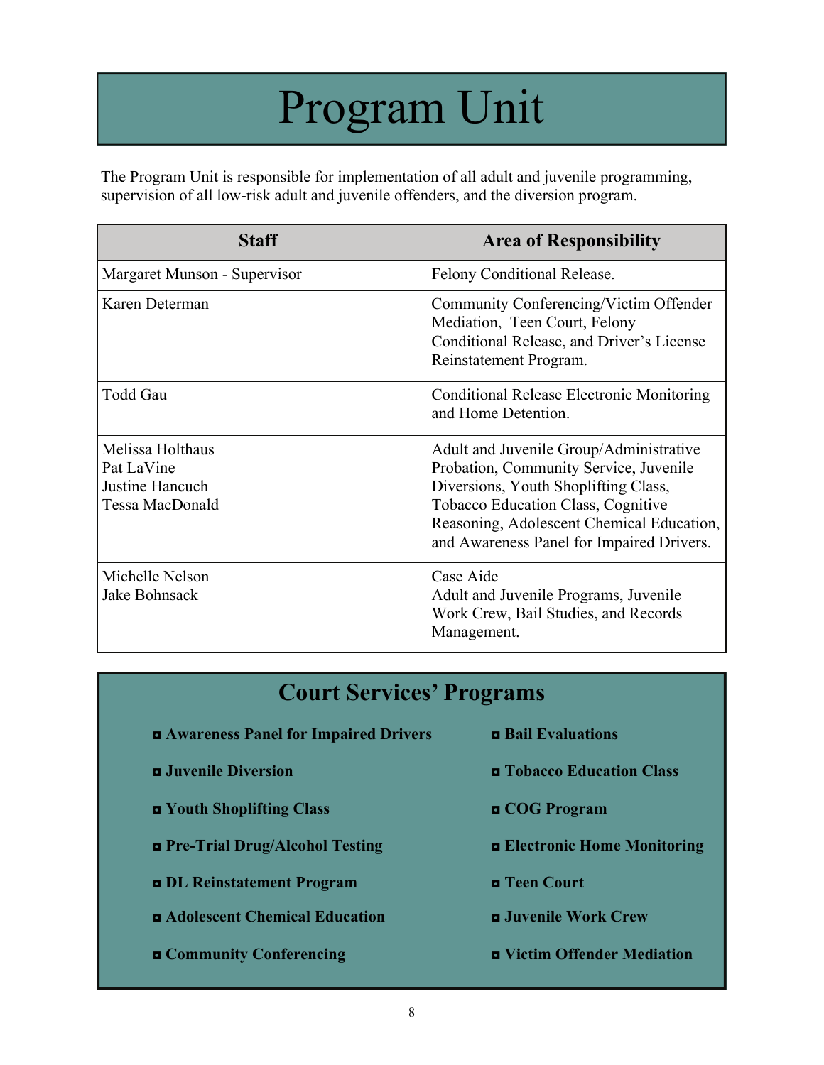# Program Unit

The Program Unit is responsible for implementation of all adult and juvenile programming, supervision of all low-risk adult and juvenile offenders, and the diversion program.

| Staff | Area of Responsibility |
|---|---|
| Margaret Munson - Supervisor | Felony Conditional Release. |
| Karen Determan | Community Conferencing/Victim Offender Mediation, Teen Court, Felony Conditional Release, and Driver's License Reinstatement Program. |
| Todd Gau | Conditional Release Electronic Monitoring and Home Detention. |
| Melissa Holthaus<br>Pat LaVine<br>Justine Hancuch<br>Tessa MacDonald | Adult and Juvenile Group/Administrative Probation, Community Service, Juvenile Diversions, Youth Shoplifting Class, Tobacco Education Class, Cognitive Reasoning, Adolescent Chemical Education, and Awareness Panel for Impaired Drivers. |
| Michelle Nelson<br>Jake Bohnsack | Case Aide<br>Adult and Juvenile Programs, Juvenile Work Crew, Bail Studies, and Records Management. |

## Court Services' Programs

- **Awareness Panel for Impaired Drivers**
- **Bail Evaluations**
- **Juvenile Diversion**
- **Tobacco Education Class**
- **Youth Shoplifting Class**
- **COG Program**
- **Pre-Trial Drug/Alcohol Testing**
- **Electronic Home Monitoring**
- **DL Reinstatement Program**
- **Teen Court**
- **Adolescent Chemical Education**
- **Juvenile Work Crew**
- **Community Conferencing**
- **Victim Offender Mediation**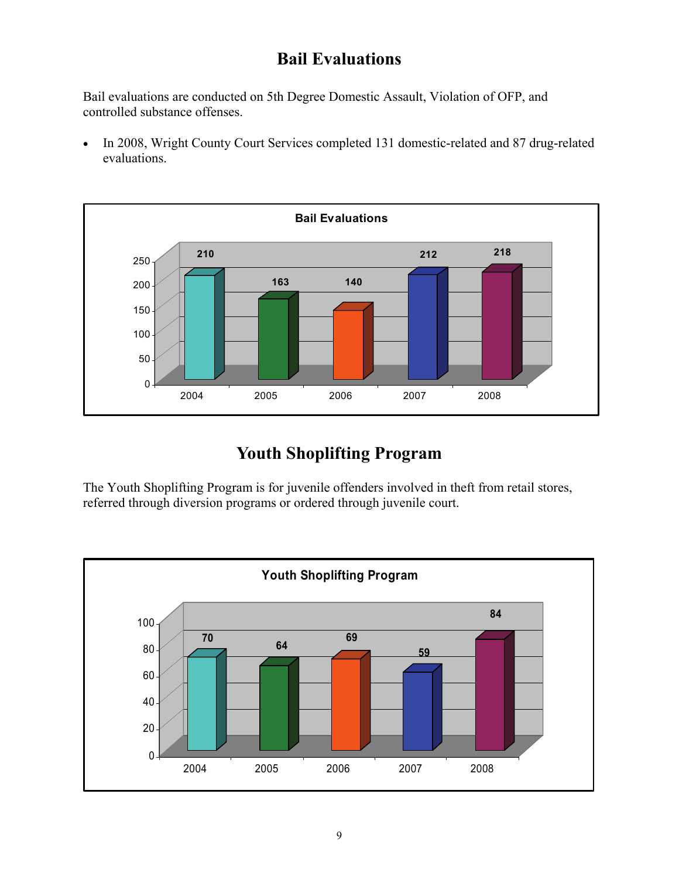# Bail Evaluations

Bail evaluations are conducted on 5th Degree Domestic Assault, Violation of OFP, and controlled substance offenses.

- In 2008, Wright County Court Services completed 131 domestic-related and 87 drug-related evaluations.

**Bail Evaluations**

| Year | Bail Evaluations |
|---|---|
| 2004 | 210 |
| 2005 | 163 |
| 2006 | 140 |
| 2007 | 212 |
| 2008 | 218 |

# Youth Shoplifting Program

The Youth Shoplifting Program is for juvenile offenders involved in theft from retail stores, referred through diversion programs or ordered through juvenile court.

**Youth Shoplifting Program**

| Year | Youth Shoplifting Program |
|---|---|
| 2004 | 70 |
| 2005 | 64 |
| 2006 | 69 |
| 2007 | 59 |
| 2008 | 84 |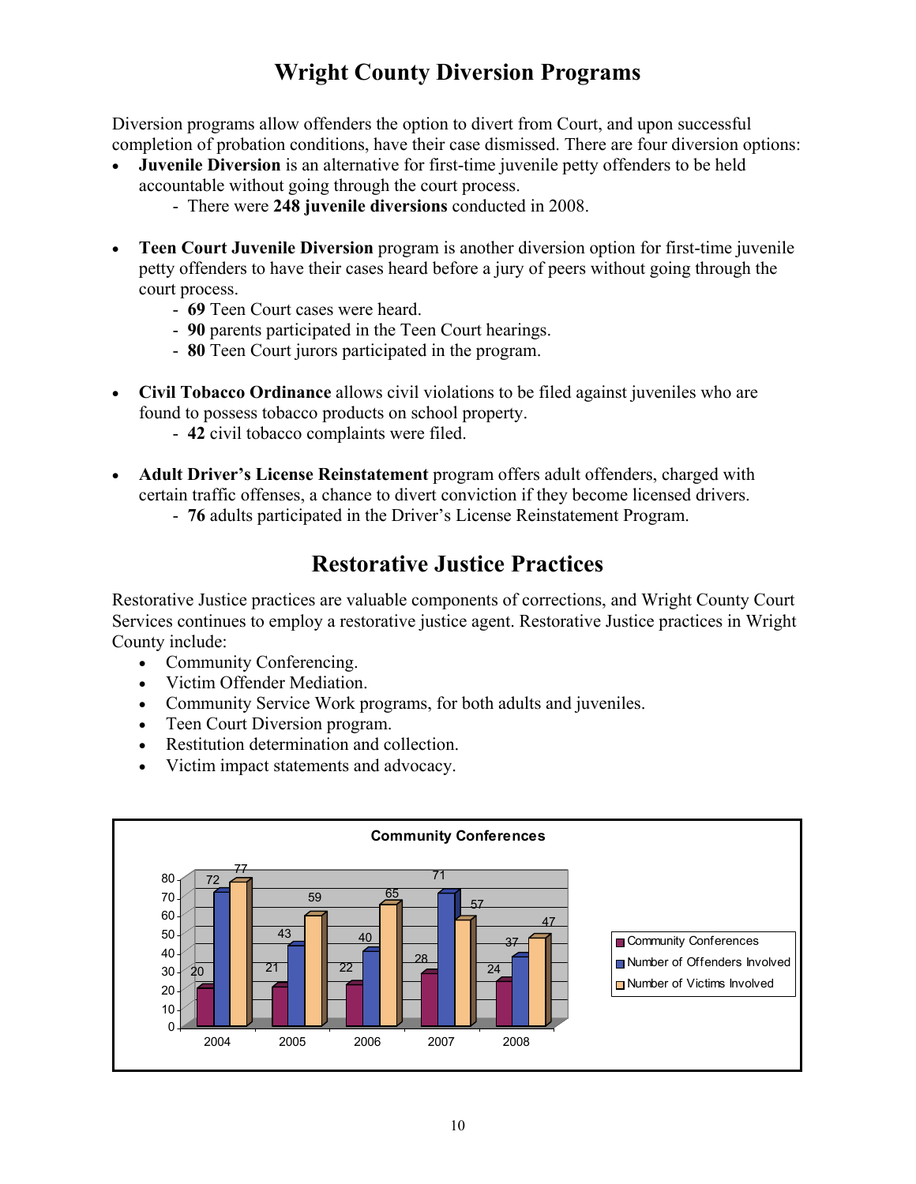# Wright County Diversion Programs

Diversion programs allow offenders the option to divert from Court, and upon successful completion of probation conditions, have their case dismissed. There are four diversion options:

- **Juvenile Diversion** is an alternative for first-time juvenile petty offenders to be held accountable without going through the court process.
  - There were **248 juvenile diversions** conducted in 2008.

- **Teen Court Juvenile Diversion** program is another diversion option for first-time juvenile petty offenders to have their cases heard before a jury of peers without going through the court process.
  - **69** Teen Court cases were heard.
  - **90** parents participated in the Teen Court hearings.
  - **80** Teen Court jurors participated in the program.

- **Civil Tobacco Ordinance** allows civil violations to be filed against juveniles who are found to possess tobacco products on school property.
  - **42** civil tobacco complaints were filed.

- **Adult Driver's License Reinstatement** program offers adult offenders, charged with certain traffic offenses, a chance to divert conviction if they become licensed drivers.
  - **76** adults participated in the Driver's License Reinstatement Program.

# Restorative Justice Practices

Restorative Justice practices are valuable components of corrections, and Wright County Court Services continues to employ a restorative justice agent. Restorative Justice practices in Wright County include:

- Community Conferencing.
- Victim Offender Mediation.
- Community Service Work programs, for both adults and juveniles.
- Teen Court Diversion program.
- Restitution determination and collection.
- Victim impact statements and advocacy.

**Community Conferences**

| Year | Community Conferences | Number of Offenders Involved | Number of Victims Involved |
|---|---|---|---|
| 2004 | 20 | 72 | 77 |
| 2005 | 21 | 43 | 59 |
| 2006 | 22 | 40 | 65 |
| 2007 | 28 | 71 | 57 |
| 2008 | 24 | 37 | 47 |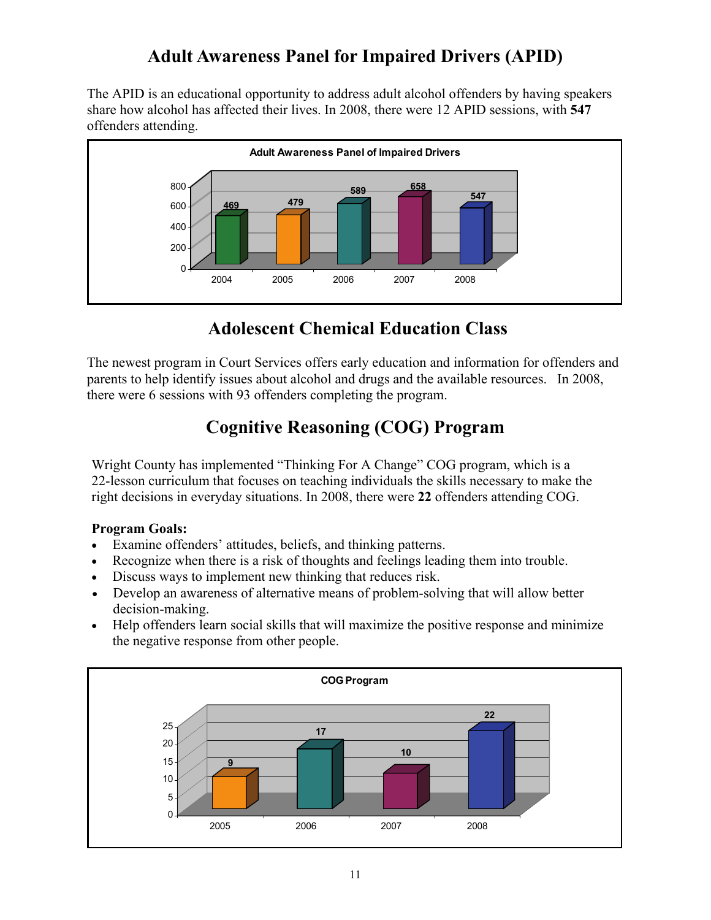# Adult Awareness Panel for Impaired Drivers (APID)

The APID is an educational opportunity to address adult alcohol offenders by having speakers share how alcohol has affected their lives. In 2008, there were 12 APID sessions, with **547** offenders attending.

**Adult Awareness Panel of Impaired Drivers**

| Year | Offenders |
|---|---|
| 2004 | 469 |
| 2005 | 479 |
| 2006 | 589 |
| 2007 | 658 |
| 2008 | 547 |

# Adolescent Chemical Education Class

The newest program in Court Services offers early education and information for offenders and parents to help identify issues about alcohol and drugs and the available resources. In 2008, there were 6 sessions with 93 offenders completing the program.

# Cognitive Reasoning (COG) Program

Wright County has implemented "Thinking For A Change" COG program, which is a 22-lesson curriculum that focuses on teaching individuals the skills necessary to make the right decisions in everyday situations. In 2008, there were **22** offenders attending COG.

**Program Goals:**

- Examine offenders' attitudes, beliefs, and thinking patterns.
- Recognize when there is a risk of thoughts and feelings leading them into trouble.
- Discuss ways to implement new thinking that reduces risk.
- Develop an awareness of alternative means of problem-solving that will allow better decision-making.
- Help offenders learn social skills that will maximize the positive response and minimize the negative response from other people.

**COG Program**

| Year | Offenders |
|---|---|
| 2005 | 9 |
| 2006 | 17 |
| 2007 | 10 |
| 2008 | 22 |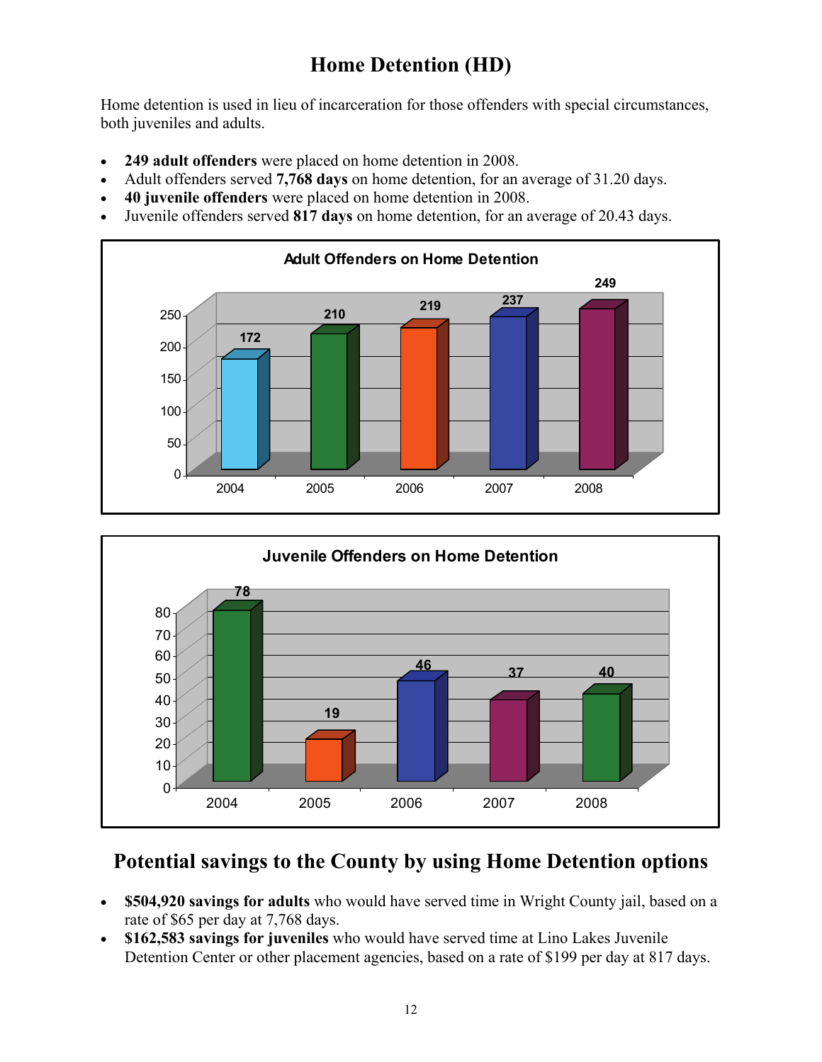# Home Detention (HD)

Home detention is used in lieu of incarceration for those offenders with special circumstances, both juveniles and adults.

- **249 adult offenders** were placed on home detention in 2008.
- Adult offenders served **7,768 days** on home detention, for an average of 31.20 days.
- **40 juvenile offenders** were placed on home detention in 2008.
- Juvenile offenders served **817 days** on home detention, for an average of 20.43 days.

**Adult Offenders on Home Detention**

| Year | Adult Offenders |
|---|---|
| 2004 | 172 |
| 2005 | 210 |
| 2006 | 219 |
| 2007 | 237 |
| 2008 | 249 |

**Juvenile Offenders on Home Detention**

| Year | Juvenile Offenders |
|---|---|
| 2004 | 78 |
| 2005 | 19 |
| 2006 | 46 |
| 2007 | 37 |
| 2008 | 40 |

## Potential savings to the County by using Home Detention options

- **$504,920 savings for adults** who would have served time in Wright County jail, based on a rate of $65 per day at 7,768 days.
- **$162,583 savings for juveniles** who would have served time at Lino Lakes Juvenile Detention Center or other placement agencies, based on a rate of $199 per day at 817 days.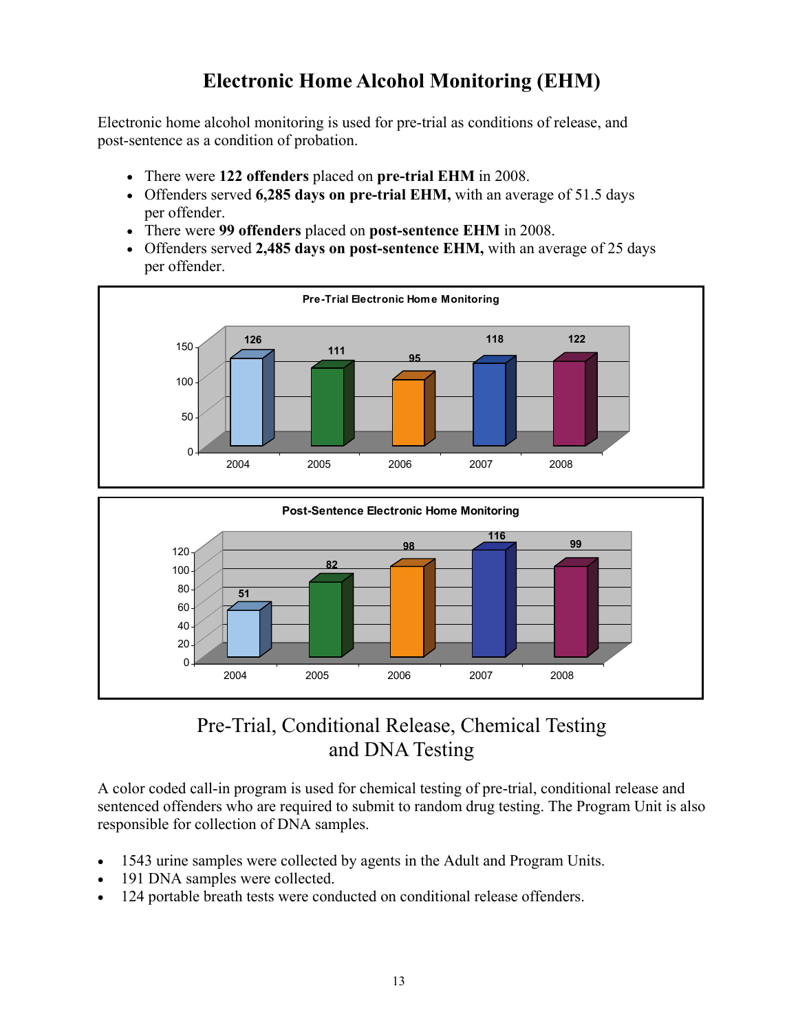# Electronic Home Alcohol Monitoring (EHM)

Electronic home alcohol monitoring is used for pre-trial as conditions of release, and post-sentence as a condition of probation.

- There were **122 offenders** placed on **pre-trial EHM** in 2008.
- Offenders served **6,285 days on pre-trial EHM,** with an average of 51.5 days per offender.
- There were **99 offenders** placed on **post-sentence EHM** in 2008.
- Offenders served **2,485 days on post-sentence EHM,** with an average of 25 days per offender.

**Pre-Trial Electronic Home Monitoring**

| 2004 | 2005 | 2006 | 2007 | 2008 |
|---|---|---|---|---|
| 126 | 111 | 95 | 118 | 122 |

**Post-Sentence Electronic Home Monitoring**

| 2004 | 2005 | 2006 | 2007 | 2008 |
|---|---|---|---|---|
| 51 | 82 | 98 | 116 | 99 |

## Pre-Trial, Conditional Release, Chemical Testing and DNA Testing

A color coded call-in program is used for chemical testing of pre-trial, conditional release and sentenced offenders who are required to submit to random drug testing. The Program Unit is also responsible for collection of DNA samples.

- 1543 urine samples were collected by agents in the Adult and Program Units.
- 191 DNA samples were collected.
- 124 portable breath tests were conducted on conditional release offenders.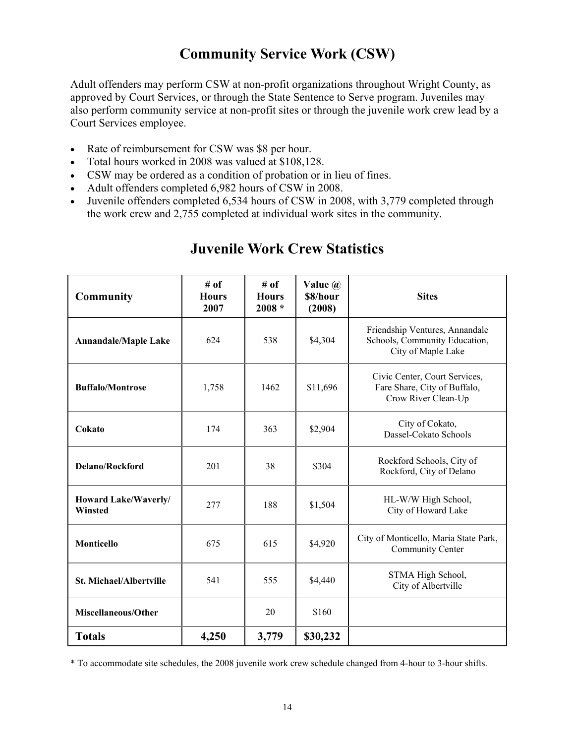# Community Service Work (CSW)

Adult offenders may perform CSW at non-profit organizations throughout Wright County, as approved by Court Services, or through the State Sentence to Serve program. Juveniles may also perform community service at non-profit sites or through the juvenile work crew lead by a Court Services employee.

- Rate of reimbursement for CSW was $8 per hour.
- Total hours worked in 2008 was valued at $108,128.
- CSW may be ordered as a condition of probation or in lieu of fines.
- Adult offenders completed 6,982 hours of CSW in 2008.
- Juvenile offenders completed 6,534 hours of CSW in 2008, with 3,779 completed through the work crew and 2,755 completed at individual work sites in the community.

# Juvenile Work Crew Statistics

| Community | # of Hours 2007 | # of Hours 2008 * | Value @ $8/hour (2008) | Sites |
|---|---|---|---|---|
| **Annandale/Maple Lake** | 624 | 538 | $4,304 | Friendship Ventures, Annandale Schools, Community Education, City of Maple Lake |
| **Buffalo/Montrose** | 1,758 | 1462 | $11,696 | Civic Center, Court Services, Fare Share, City of Buffalo, Crow River Clean-Up |
| **Cokato** | 174 | 363 | $2,904 | City of Cokato, Dassel-Cokato Schools |
| **Delano/Rockford** | 201 | 38 | $304 | Rockford Schools, City of Rockford, City of Delano |
| **Howard Lake/Waverly/ Winsted** | 277 | 188 | $1,504 | HL-W/W High School, City of Howard Lake |
| **Monticello** | 675 | 615 | $4,920 | City of Monticello, Maria State Park, Community Center |
| **St. Michael/Albertville** | 541 | 555 | $4,440 | STMA High School, City of Albertville |
| **Miscellaneous/Other** | | 20 | $160 | |
| **Totals** | **4,250** | **3,779** | **$30,232** | |

* To accommodate site schedules, the 2008 juvenile work crew schedule changed from 4-hour to 3-hour shifts.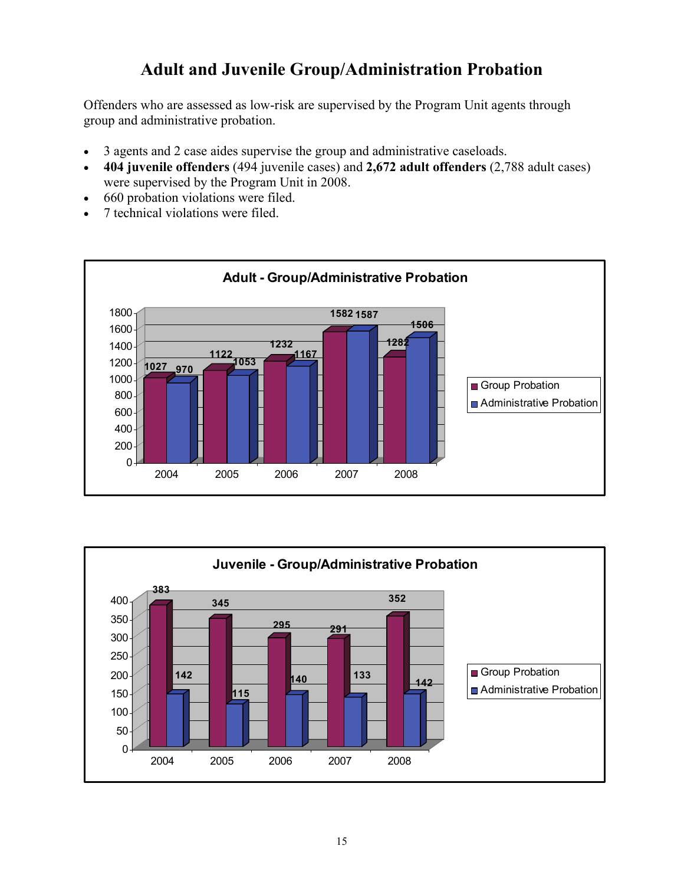# Adult and Juvenile Group/Administration Probation

Offenders who are assessed as low-risk are supervised by the Program Unit agents through group and administrative probation.

- 3 agents and 2 case aides supervise the group and administrative caseloads.
- **404 juvenile offenders** (494 juvenile cases) and **2,672 adult offenders** (2,788 adult cases) were supervised by the Program Unit in 2008.
- 660 probation violations were filed.
- 7 technical violations were filed.

**Adult - Group/Administrative Probation**

| Year | Group Probation | Administrative Probation |
|---|---|---|
| 2004 | 1027 | 970 |
| 2005 | 1122 | 1053 |
| 2006 | 1232 | 1167 |
| 2007 | 1582 | 1587 |
| 2008 | 1282 | 1506 |

**Juvenile - Group/Administrative Probation**

| Year | Group Probation | Administrative Probation |
|---|---|---|
| 2004 | 383 | 142 |
| 2005 | 345 | 115 |
| 2006 | 295 | 140 |
| 2007 | 291 | 133 |
| 2008 | 352 | 142 |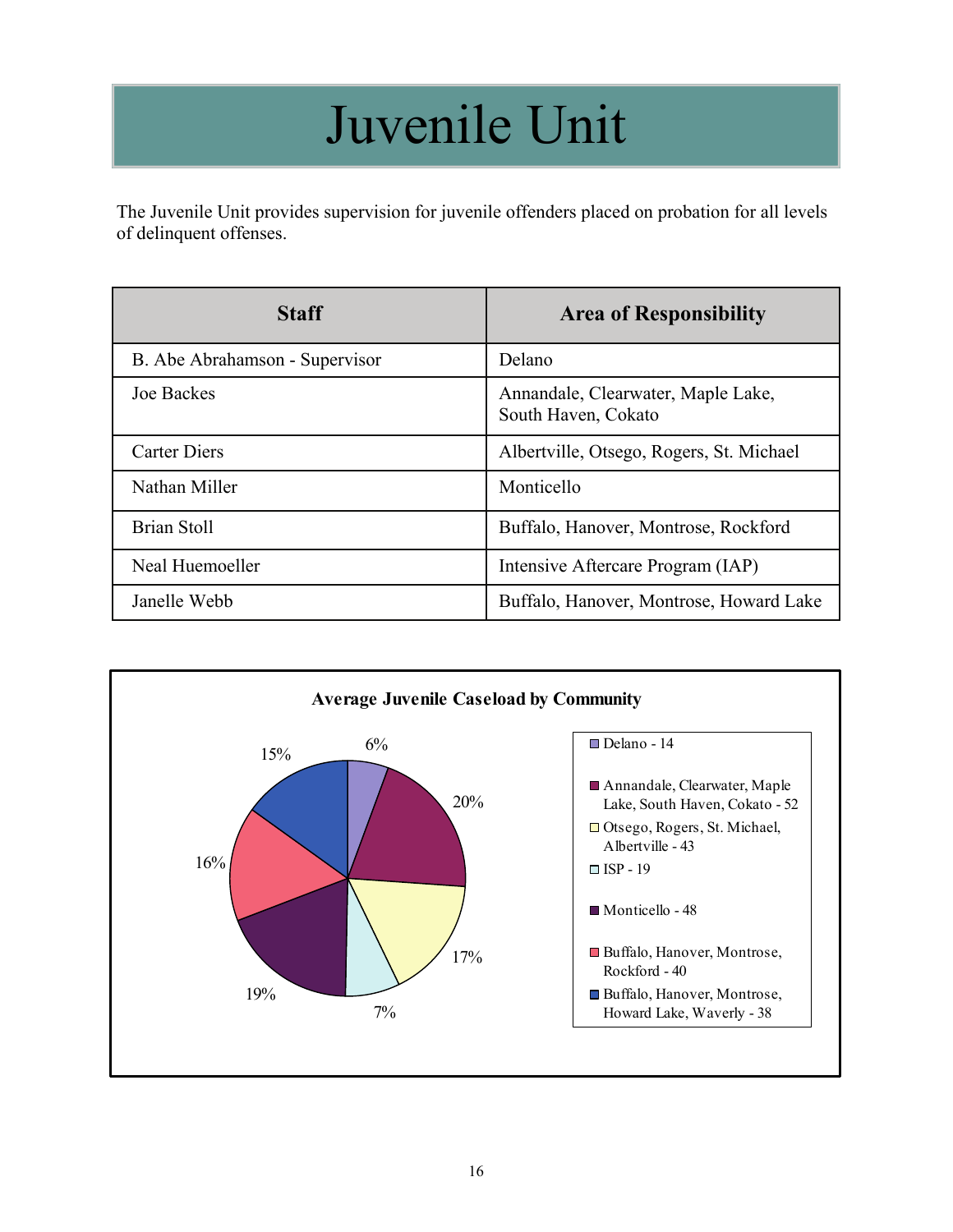# Juvenile Unit

The Juvenile Unit provides supervision for juvenile offenders placed on probation for all levels of delinquent offenses.

| Staff | Area of Responsibility |
|---|---|
| B. Abe Abrahamson - Supervisor | Delano |
| Joe Backes | Annandale, Clearwater, Maple Lake, South Haven, Cokato |
| Carter Diers | Albertville, Otsego, Rogers, St. Michael |
| Nathan Miller | Monticello |
| Brian Stoll | Buffalo, Hanover, Montrose, Rockford |
| Neal Huemoeller | Intensive Aftercare Program (IAP) |
| Janelle Webb | Buffalo, Hanover, Montrose, Howard Lake |

**Average Juvenile Caseload by Community**

| Community | Caseload | Percent |
|---|---|---|
| Delano | 14 | 6% |
| Annandale, Clearwater, Maple Lake, South Haven, Cokato | 52 | 20% |
| Otsego, Rogers, St. Michael, Albertville | 43 | 17% |
| ISP | 19 | 7% |
| Monticello | 48 | 19% |
| Buffalo, Hanover, Montrose, Rockford | 40 | 16% |
| Buffalo, Hanover, Montrose, Howard Lake, Waverly | 38 | 15% |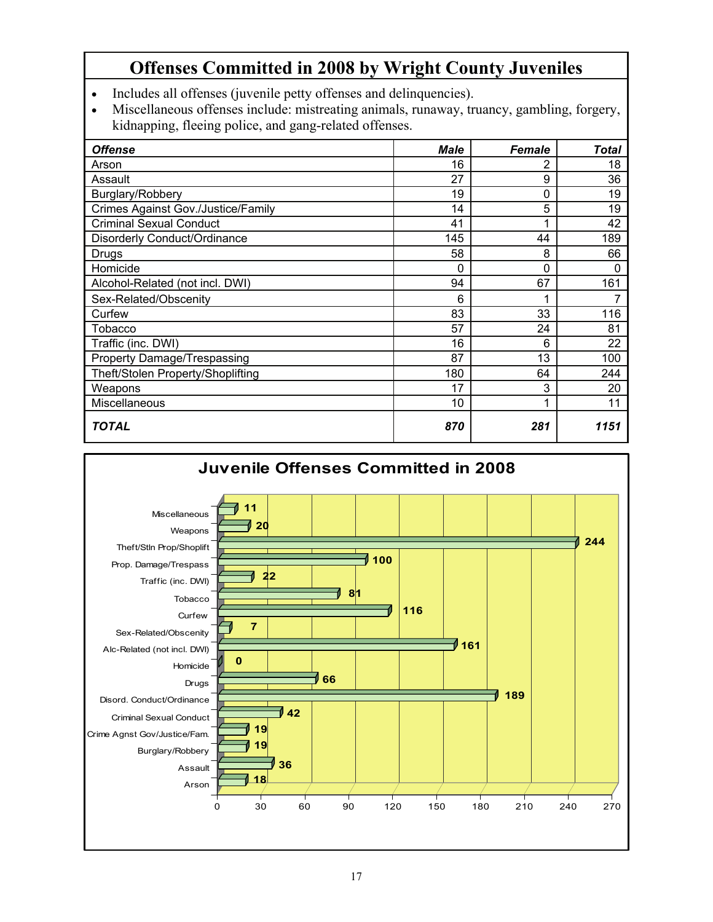# Offenses Committed in 2008 by Wright County Juveniles

- Includes all offenses (juvenile petty offenses and delinquencies).
- Miscellaneous offenses include: mistreating animals, runaway, truancy, gambling, forgery, kidnapping, fleeing police, and gang-related offenses.

| *Offense* | *Male* | *Female* | *Total* |
|---|---|---|---|
| Arson | 16 | 2 | 18 |
| Assault | 27 | 9 | 36 |
| Burglary/Robbery | 19 | 0 | 19 |
| Crimes Against Gov./Justice/Family | 14 | 5 | 19 |
| Criminal Sexual Conduct | 41 | 1 | 42 |
| Disorderly Conduct/Ordinance | 145 | 44 | 189 |
| Drugs | 58 | 8 | 66 |
| Homicide | 0 | 0 | 0 |
| Alcohol-Related (not incl. DWI) | 94 | 67 | 161 |
| Sex-Related/Obscenity | 6 | 1 | 7 |
| Curfew | 83 | 33 | 116 |
| Tobacco | 57 | 24 | 81 |
| Traffic (inc. DWI) | 16 | 6 | 22 |
| Property Damage/Trespassing | 87 | 13 | 100 |
| Theft/Stolen Property/Shoplifting | 180 | 64 | 244 |
| Weapons | 17 | 3 | 20 |
| Miscellaneous | 10 | 1 | 11 |
| ***TOTAL*** | ***870*** | ***281*** | ***1151*** |

## Juvenile Offenses Committed in 2008

| Offense | Total |
|---|---|
| Miscellaneous | 11 |
| Weapons | 20 |
| Theft/Stln Prop/Shoplift | 244 |
| Prop. Damage/Trespass | 100 |
| Traffic (inc. DWI) | 22 |
| Tobacco | 81 |
| Curfew | 116 |
| Sex-Related/Obscenity | 7 |
| Alc-Related (not incl. DWI) | 161 |
| Homicide | 0 |
| Drugs | 66 |
| Disord. Conduct/Ordinance | 189 |
| Criminal Sexual Conduct | 42 |
| Crime Agnst Gov/Justice/Fam. | 19 |
| Burglary/Robbery | 19 |
| Assault | 36 |
| Arson | 18 |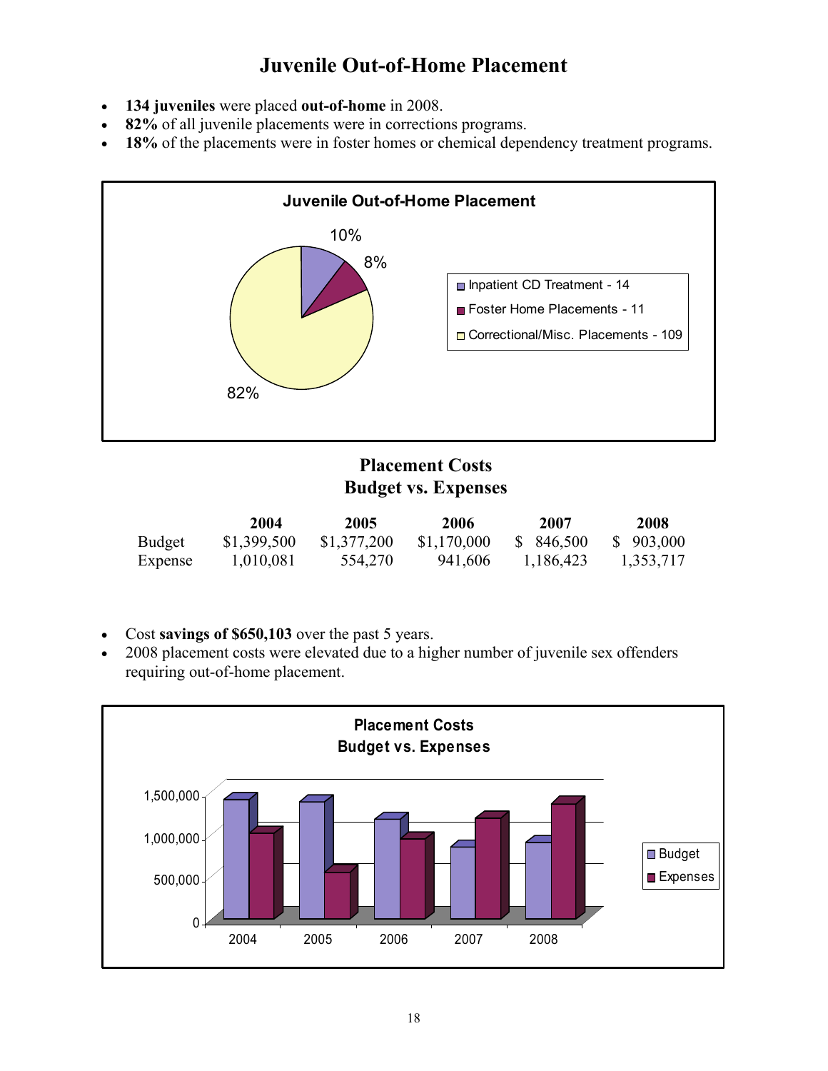# Juvenile Out-of-Home Placement

- **134 juveniles** were placed **out-of-home** in 2008.
- **82%** of all juvenile placements were in corrections programs.
- **18%** of the placements were in foster homes or chemical dependency treatment programs.

**Juvenile Out-of-Home Placement**

- Inpatient CD Treatment - 14 (10%)
- Foster Home Placements - 11 (8%)
- Correctional/Misc. Placements - 109 (82%)

## Placement Costs
## Budget vs. Expenses

| | 2004 | 2005 | 2006 | 2007 | 2008 |
|---|---|---|---|---|---|
| Budget | $1,399,500 | $1,377,200 | $1,170,000 | $ 846,500 | $ 903,000 |
| Expense | 1,010,081 | 554,270 | 941,606 | 1,186,423 | 1,353,717 |

- Cost **savings of $650,103** over the past 5 years.
- 2008 placement costs were elevated due to a higher number of juvenile sex offenders requiring out-of-home placement.

**Placement Costs**
**Budget vs. Expenses**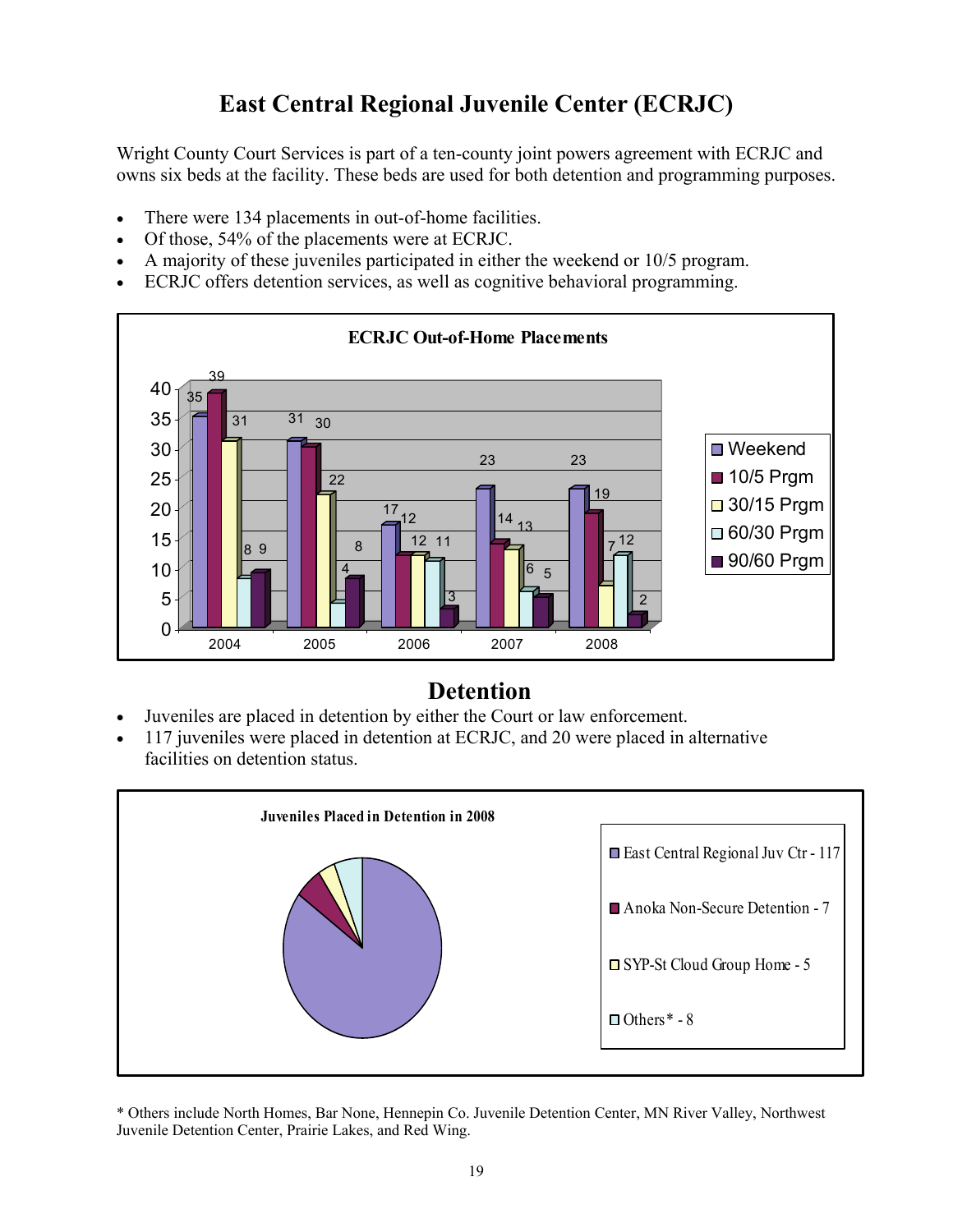# East Central Regional Juvenile Center (ECRJC)

Wright County Court Services is part of a ten-county joint powers agreement with ECRJC and owns six beds at the facility. These beds are used for both detention and programming purposes.

- There were 134 placements in out-of-home facilities.
- Of those, 54% of the placements were at ECRJC.
- A majority of these juveniles participated in either the weekend or 10/5 program.
- ECRJC offers detention services, as well as cognitive behavioral programming.

**ECRJC Out-of-Home Placements**

| Year | Weekend | 10/5 Prgm | 30/15 Prgm | 60/30 Prgm | 90/60 Prgm |
|---|---|---|---|---|---|
| 2004 | 35 | 39 | 31 | 8 | 9 |
| 2005 | 31 | 30 | 22 | 4 | 8 |
| 2006 | 17 | 12 | 12 | 11 | 3 |
| 2007 | 23 | 14 | 13 | 6 | 5 |
| 2008 | 23 | 19 | 7 | 12 | 2 |

# Detention

- Juveniles are placed in detention by either the Court or law enforcement.
- 117 juveniles were placed in detention at ECRJC, and 20 were placed in alternative facilities on detention status.

**Juveniles Placed in Detention in 2008**

- East Central Regional Juv Ctr - 117
- Anoka Non-Secure Detention - 7
- SYP-St Cloud Group Home - 5
- Others* - 8

* Others include North Homes, Bar None, Hennepin Co. Juvenile Detention Center, MN River Valley, Northwest Juvenile Detention Center, Prairie Lakes, and Red Wing.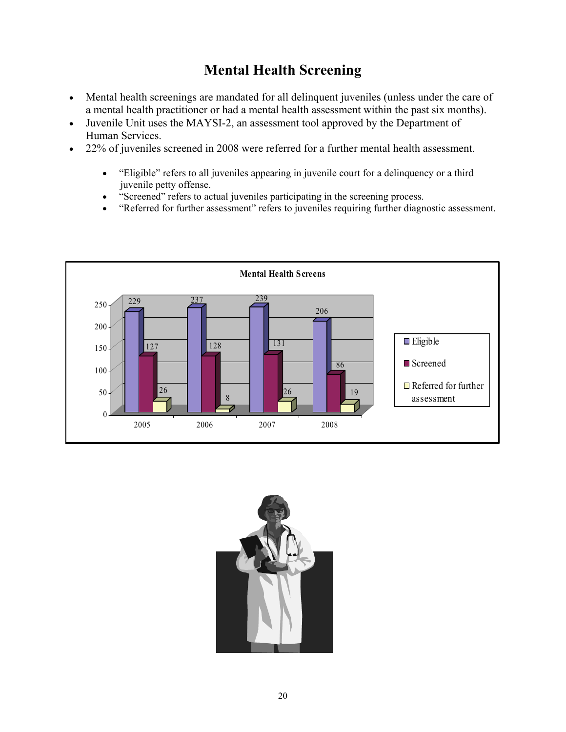# Mental Health Screening

- Mental health screenings are mandated for all delinquent juveniles (unless under the care of a mental health practitioner or had a mental health assessment within the past six months).
- Juvenile Unit uses the MAYSI-2, an assessment tool approved by the Department of Human Services.
- 22% of juveniles screened in 2008 were referred for a further mental health assessment.
  - "Eligible" refers to all juveniles appearing in juvenile court for a delinquency or a third juvenile petty offense.
  - "Screened" refers to actual juveniles participating in the screening process.
  - "Referred for further assessment" refers to juveniles requiring further diagnostic assessment.

**Mental Health Screens**

| Year | Eligible | Screened | Referred for further assessment |
|---|---|---|---|
| 2005 | 229 | 127 | 26 |
| 2006 | 237 | 128 | 8 |
| 2007 | 239 | 131 | 26 |
| 2008 | 206 | 86 | 19 |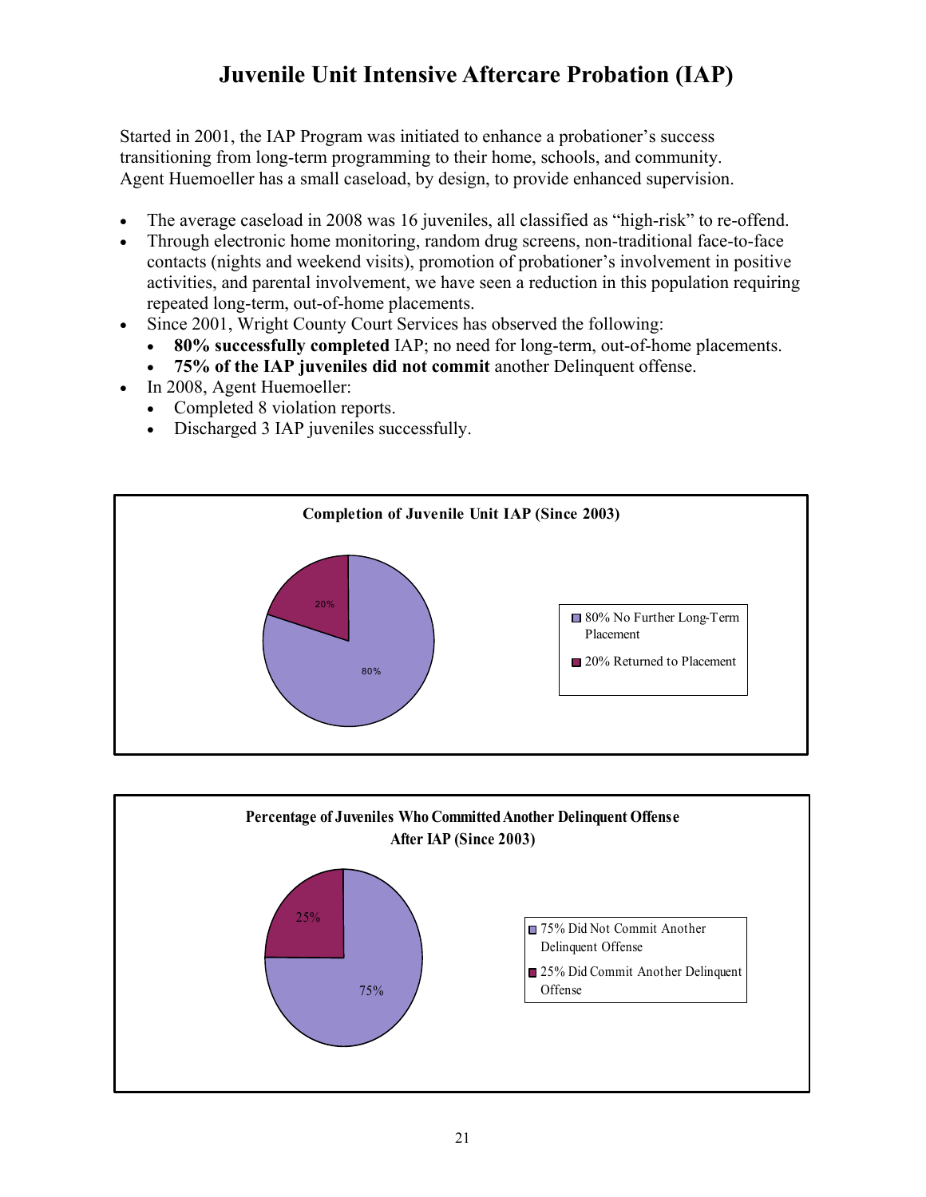# Juvenile Unit Intensive Aftercare Probation (IAP)

Started in 2001, the IAP Program was initiated to enhance a probationer's success transitioning from long-term programming to their home, schools, and community. Agent Huemoeller has a small caseload, by design, to provide enhanced supervision.

- The average caseload in 2008 was 16 juveniles, all classified as "high-risk" to re-offend.
- Through electronic home monitoring, random drug screens, non-traditional face-to-face contacts (nights and weekend visits), promotion of probationer's involvement in positive activities, and parental involvement, we have seen a reduction in this population requiring repeated long-term, out-of-home placements.
- Since 2001, Wright County Court Services has observed the following:
  - **80% successfully completed** IAP; no need for long-term, out-of-home placements.
  - **75% of the IAP juveniles did not commit** another Delinquent offense.
- In 2008, Agent Huemoeller:
  - Completed 8 violation reports.
  - Discharged 3 IAP juveniles successfully.

**Completion of Juvenile Unit IAP (Since 2003)**

| Category | Percentage |
|---|---|
| No Further Long-Term Placement | 80% |
| Returned to Placement | 20% |

**Percentage of Juveniles Who Committed Another Delinquent Offense After IAP (Since 2003)**

| Category | Percentage |
|---|---|
| Did Not Commit Another Delinquent Offense | 75% |
| Did Commit Another Delinquent Offense | 25% |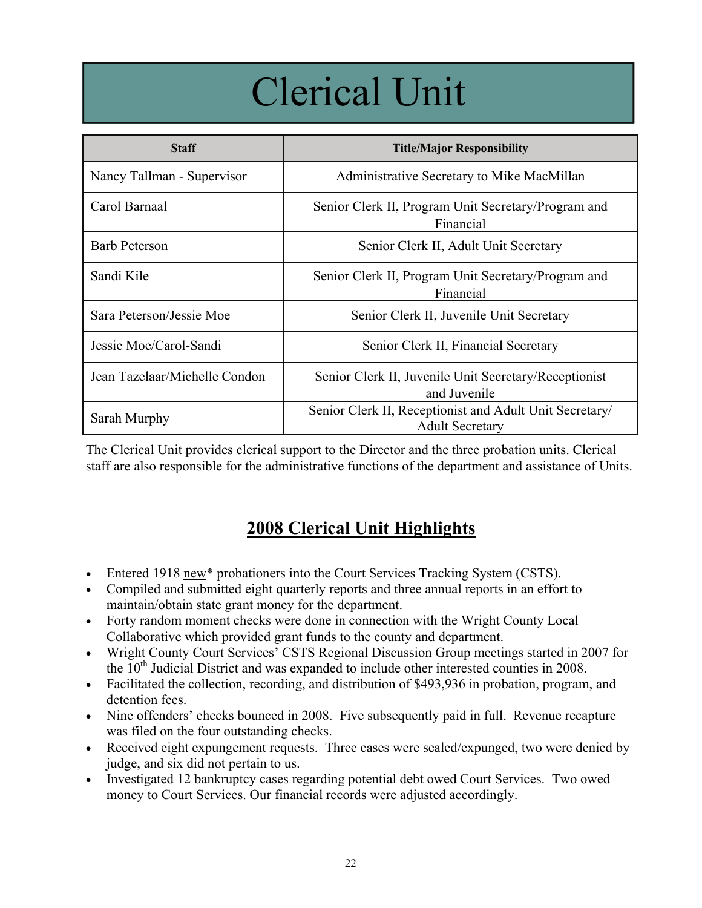# Clerical Unit

| Staff | Title/Major Responsibility |
| --- | --- |
| Nancy Tallman - Supervisor | Administrative Secretary to Mike MacMillan |
| Carol Barnaal | Senior Clerk II, Program Unit Secretary/Program and Financial |
| Barb Peterson | Senior Clerk II, Adult Unit Secretary |
| Sandi Kile | Senior Clerk II, Program Unit Secretary/Program and Financial |
| Sara Peterson/Jessie Moe | Senior Clerk II, Juvenile Unit Secretary |
| Jessie Moe/Carol-Sandi | Senior Clerk II, Financial Secretary |
| Jean Tazelaar/Michelle Condon | Senior Clerk II, Juvenile Unit Secretary/Receptionist and Juvenile |
| Sarah Murphy | Senior Clerk II, Receptionist and Adult Unit Secretary/ Adult Secretary |

The Clerical Unit provides clerical support to the Director and the three probation units. Clerical staff are also responsible for the administrative functions of the department and assistance of Units.

## 2008 Clerical Unit Highlights

- Entered 1918 new* probationers into the Court Services Tracking System (CSTS).
- Compiled and submitted eight quarterly reports and three annual reports in an effort to maintain/obtain state grant money for the department.
- Forty random moment checks were done in connection with the Wright County Local Collaborative which provided grant funds to the county and department.
- Wright County Court Services' CSTS Regional Discussion Group meetings started in 2007 for the 10th Judicial District and was expanded to include other interested counties in 2008.
- Facilitated the collection, recording, and distribution of $493,936 in probation, program, and detention fees.
- Nine offenders' checks bounced in 2008. Five subsequently paid in full. Revenue recapture was filed on the four outstanding checks.
- Received eight expungement requests. Three cases were sealed/expunged, two were denied by judge, and six did not pertain to us.
- Investigated 12 bankruptcy cases regarding potential debt owed Court Services. Two owed money to Court Services. Our financial records were adjusted accordingly.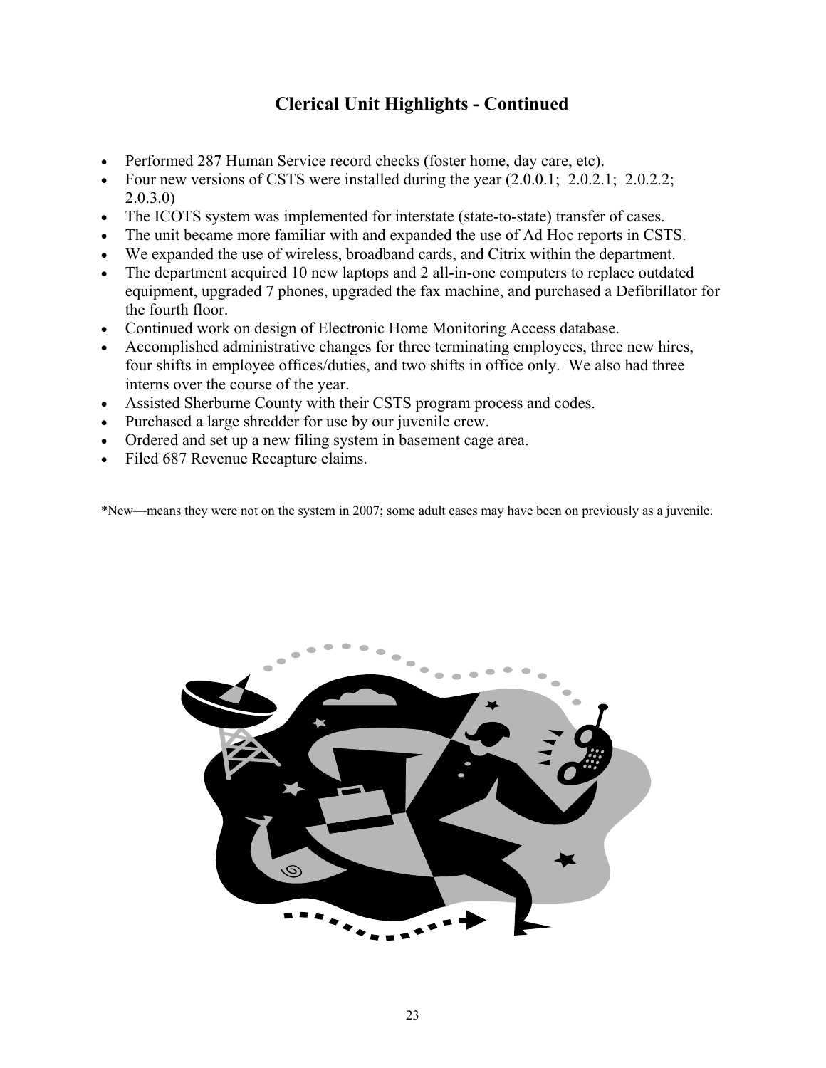## Clerical Unit Highlights - Continued

- Performed 287 Human Service record checks (foster home, day care, etc).
- Four new versions of CSTS were installed during the year (2.0.0.1; 2.0.2.1; 2.0.2.2; 2.0.3.0)
- The ICOTS system was implemented for interstate (state-to-state) transfer of cases.
- The unit became more familiar with and expanded the use of Ad Hoc reports in CSTS.
- We expanded the use of wireless, broadband cards, and Citrix within the department.
- The department acquired 10 new laptops and 2 all-in-one computers to replace outdated equipment, upgraded 7 phones, upgraded the fax machine, and purchased a Defibrillator for the fourth floor.
- Continued work on design of Electronic Home Monitoring Access database.
- Accomplished administrative changes for three terminating employees, three new hires, four shifts in employee offices/duties, and two shifts in office only. We also had three interns over the course of the year.
- Assisted Sherburne County with their CSTS program process and codes.
- Purchased a large shredder for use by our juvenile crew.
- Ordered and set up a new filing system in basement cage area.
- Filed 687 Revenue Recapture claims.

*New—means they were not on the system in 2007; some adult cases may have been on previously as a juvenile.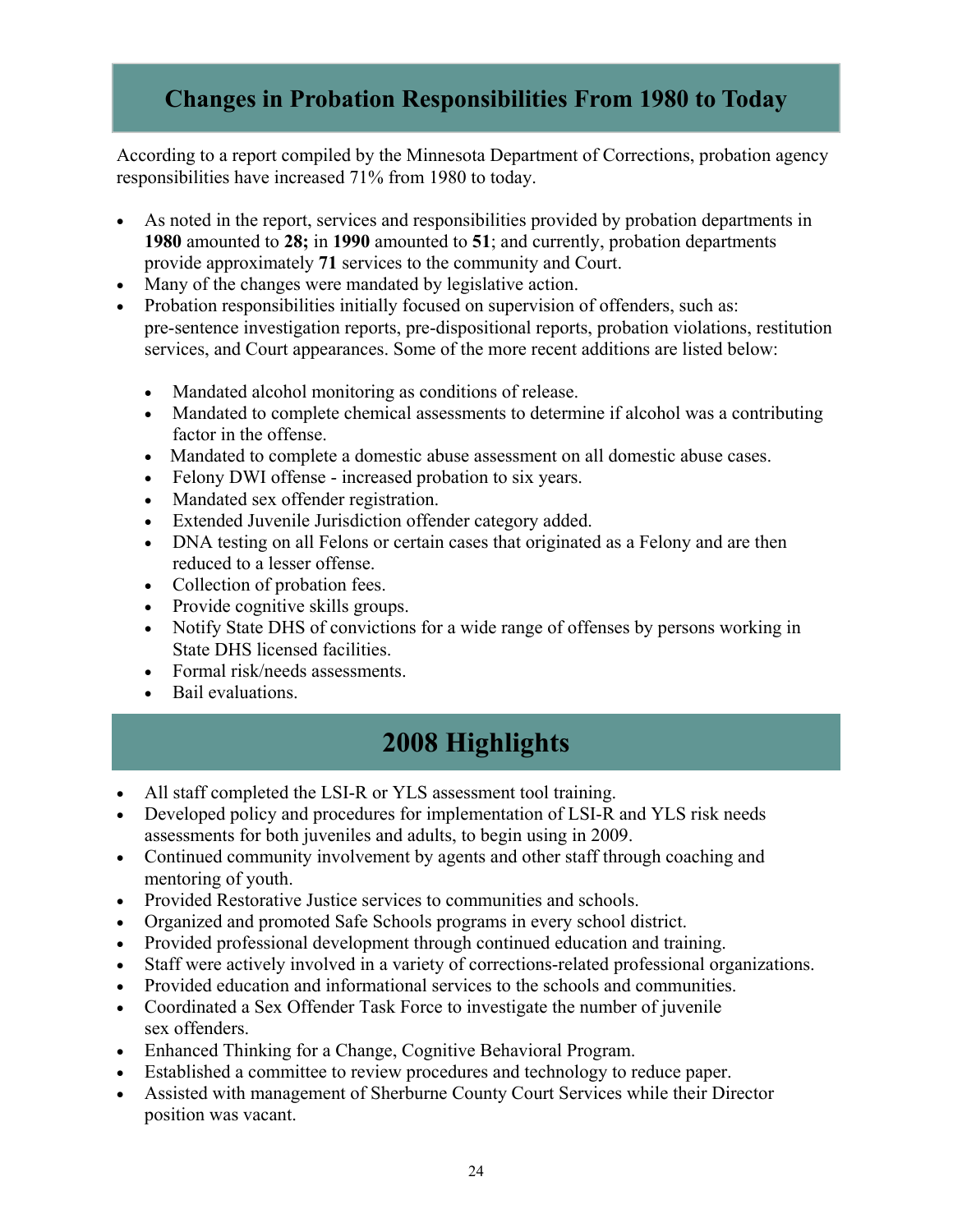## Changes in Probation Responsibilities From 1980 to Today

According to a report compiled by the Minnesota Department of Corrections, probation agency responsibilities have increased 71% from 1980 to today.

- As noted in the report, services and responsibilities provided by probation departments in **1980** amounted to **28;** in **1990** amounted to **51**; and currently, probation departments provide approximately **71** services to the community and Court.
- Many of the changes were mandated by legislative action.
- Probation responsibilities initially focused on supervision of offenders, such as: pre-sentence investigation reports, pre-dispositional reports, probation violations, restitution services, and Court appearances. Some of the more recent additions are listed below:
  - Mandated alcohol monitoring as conditions of release.
  - Mandated to complete chemical assessments to determine if alcohol was a contributing factor in the offense.
  - Mandated to complete a domestic abuse assessment on all domestic abuse cases.
  - Felony DWI offense - increased probation to six years.
  - Mandated sex offender registration.
  - Extended Juvenile Jurisdiction offender category added.
  - DNA testing on all Felons or certain cases that originated as a Felony and are then reduced to a lesser offense.
  - Collection of probation fees.
  - Provide cognitive skills groups.
  - Notify State DHS of convictions for a wide range of offenses by persons working in State DHS licensed facilities.
  - Formal risk/needs assessments.
  - Bail evaluations.

## 2008 Highlights

- All staff completed the LSI-R or YLS assessment tool training.
- Developed policy and procedures for implementation of LSI-R and YLS risk needs assessments for both juveniles and adults, to begin using in 2009.
- Continued community involvement by agents and other staff through coaching and mentoring of youth.
- Provided Restorative Justice services to communities and schools.
- Organized and promoted Safe Schools programs in every school district.
- Provided professional development through continued education and training.
- Staff were actively involved in a variety of corrections-related professional organizations.
- Provided education and informational services to the schools and communities.
- Coordinated a Sex Offender Task Force to investigate the number of juvenile sex offenders.
- Enhanced Thinking for a Change, Cognitive Behavioral Program.
- Established a committee to review procedures and technology to reduce paper.
- Assisted with management of Sherburne County Court Services while their Director position was vacant.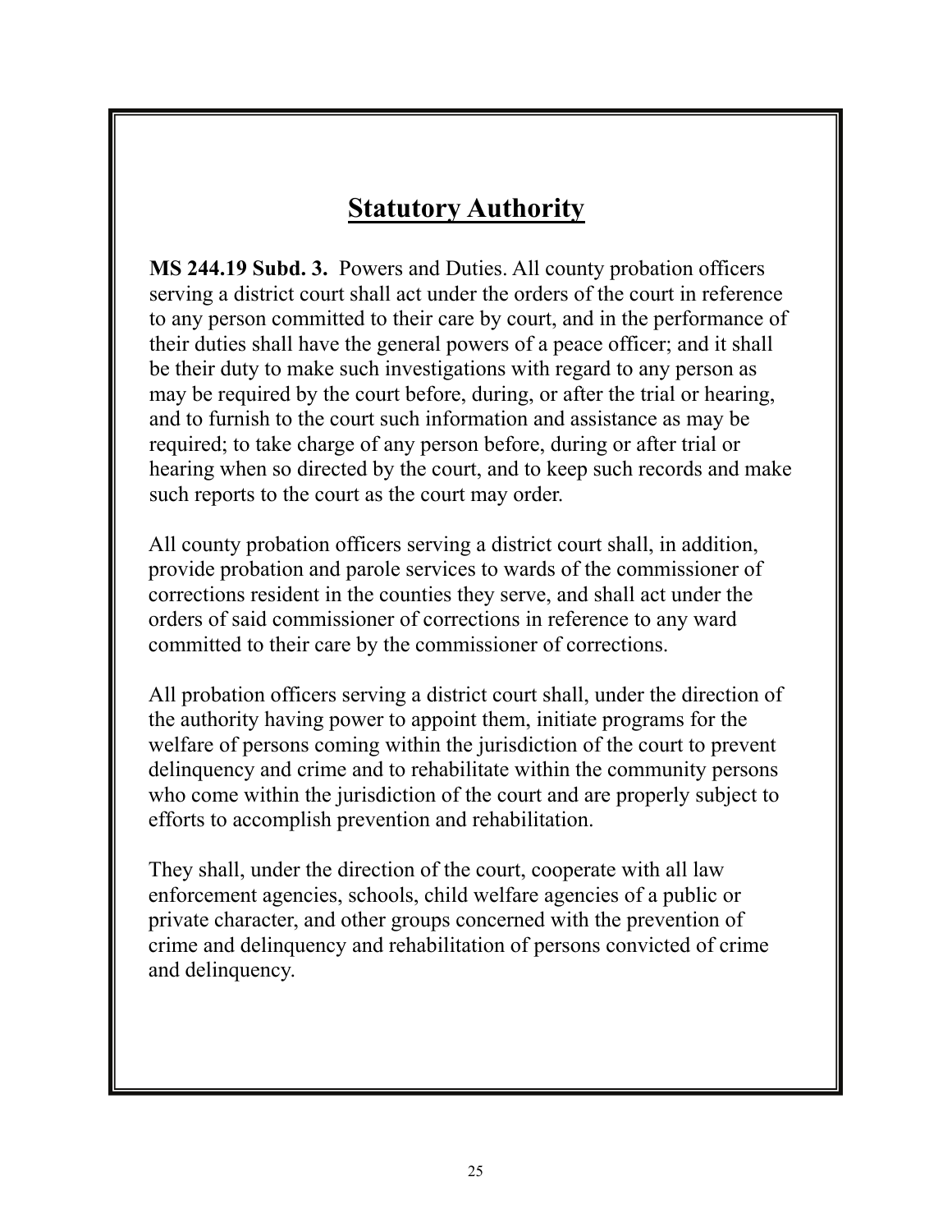# Statutory Authority

**MS 244.19 Subd. 3.** Powers and Duties. All county probation officers serving a district court shall act under the orders of the court in reference to any person committed to their care by court, and in the performance of their duties shall have the general powers of a peace officer; and it shall be their duty to make such investigations with regard to any person as may be required by the court before, during, or after the trial or hearing, and to furnish to the court such information and assistance as may be required; to take charge of any person before, during or after trial or hearing when so directed by the court, and to keep such records and make such reports to the court as the court may order.

All county probation officers serving a district court shall, in addition, provide probation and parole services to wards of the commissioner of corrections resident in the counties they serve, and shall act under the orders of said commissioner of corrections in reference to any ward committed to their care by the commissioner of corrections.

All probation officers serving a district court shall, under the direction of the authority having power to appoint them, initiate programs for the welfare of persons coming within the jurisdiction of the court to prevent delinquency and crime and to rehabilitate within the community persons who come within the jurisdiction of the court and are properly subject to efforts to accomplish prevention and rehabilitation.

They shall, under the direction of the court, cooperate with all law enforcement agencies, schools, child welfare agencies of a public or private character, and other groups concerned with the prevention of crime and delinquency and rehabilitation of persons convicted of crime and delinquency.